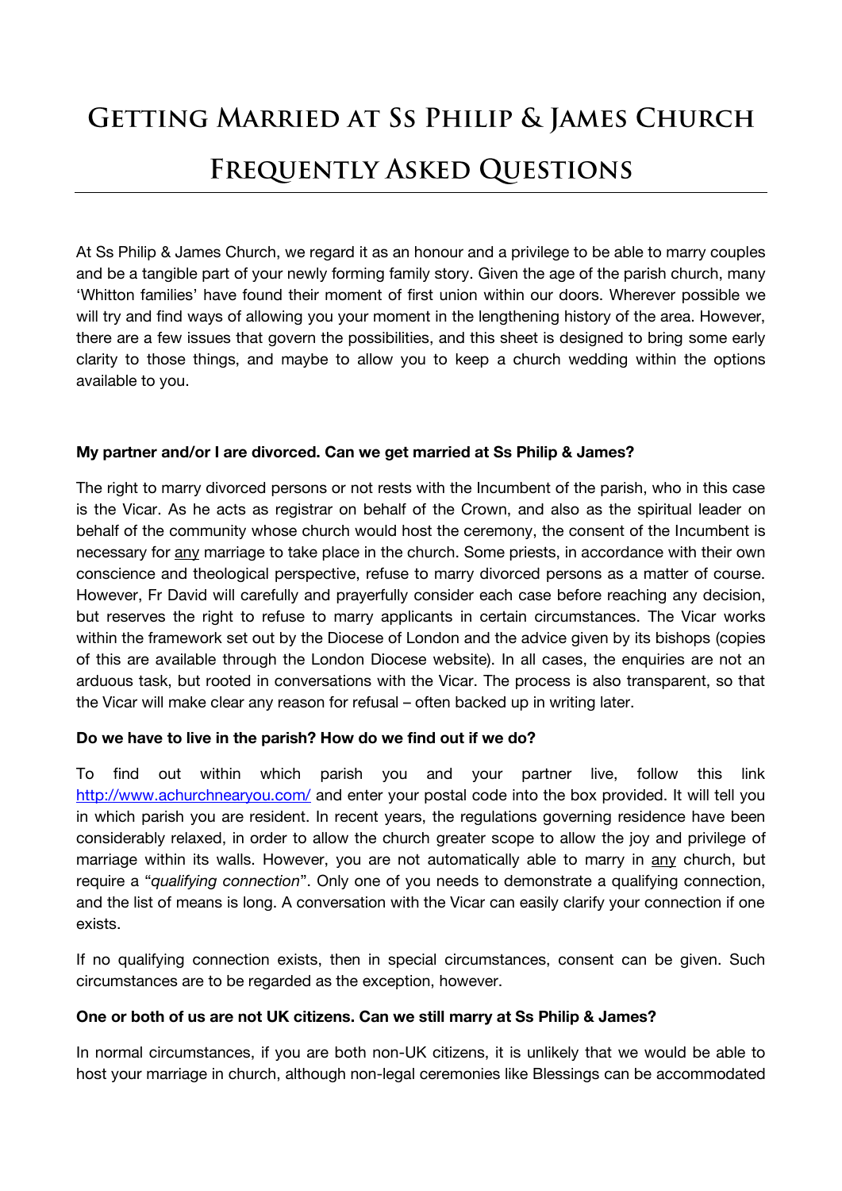# Getting Married at Ss Philip & James Church

# Frequently Asked Questions

At Ss Philip & James Church, we regard it as an honour and a privilege to be able to marry couples and be a tangible part of your newly forming family story. Given the age of the parish church, many 'Whitton families' have found their moment of first union within our doors. Wherever possible we will try and find ways of allowing you your moment in the lengthening history of the area. However, there are a few issues that govern the possibilities, and this sheet is designed to bring some early clarity to those things, and maybe to allow you to keep a church wedding within the options available to you.

**My partner and/or I are divorced. Can we get married at Ss Philip & James?**

The right to marry divorced persons or not rests with the Incumbent of the parish, who in this case is the Vicar. As he acts as registrar on behalf of the Crown, and also as the spiritual leader on behalf of the community whose church would host the ceremony, the consent of the Incumbent is necessary for <u>any</u> marriage to take place in the church. Some priests, in accordance with their own conscience and theological perspective, refuse to marry divorced persons as a matter of course. However, Fr David will carefully and prayerfully consider each case before reaching any decision, but reserves the right to refuse to marry applicants in certain circumstances. The Vicar works within the framework set out by the Diocese of London and the advice given by its bishops (copies of this are available through the London Diocese website). In all cases, the enquiries are not an arduous task, but rooted in conversations with the Vicar. The process is also transparent, so that the Vicar will make clear any reason for refusal – often backed up in writing later.

**Do we have to live in the parish? How do we find out if we do?**

To find out within which parish you and your partner live, follow this link http://www.achurchnearyou.com/ and enter your postal code into the box provided. It will tell you in which parish you are resident. In recent years, the regulations governing residence have been considerably relaxed, in order to allow the church greater scope to allow the joy and privilege of marriage within its walls. However, you are not automatically able to marry in <u>any</u> church, but require a "*qualifying connection*". Only one of you needs to demonstrate a qualifying connection, and the list of means is long. A conversation with the Vicar can easily clarify your connection if one exists.

If no qualifying connection exists, then in special circumstances, consent can be given. Such circumstances are to be regarded as the exception, however.

**One or both of us are not UK citizens. Can we still marry at Ss Philip & James?**

In normal circumstances, if you are both non-UK citizens, it is unlikely that we would be able to host your marriage in church, although non-legal ceremonies like Blessings can be accommodated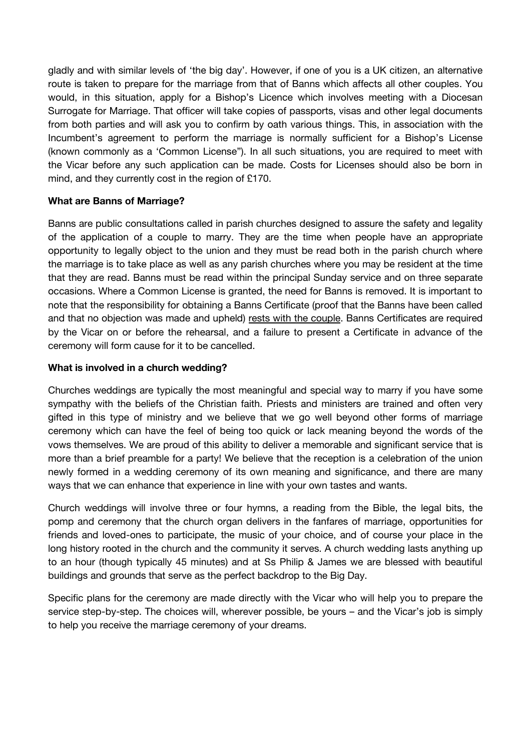gladly and with similar levels of 'the big day'. However, if one of you is a UK citizen, an alternative route is taken to prepare for the marriage from that of Banns which affects all other couples. You would, in this situation, apply for a Bishop's Licence which involves meeting with a Diocesan Surrogate for Marriage. That officer will take copies of passports, visas and other legal documents from both parties and will ask you to confirm by oath various things. This, in association with the Incumbent's agreement to perform the marriage is normally sufficient for a Bishop's License (known commonly as a 'Common License"). In all such situations, you are required to meet with the Vicar before any such application can be made. Costs for Licenses should also be born in mind, and they currently cost in the region of £170.

**What are Banns of Marriage?**

Banns are public consultations called in parish churches designed to assure the safety and legality of the application of a couple to marry. They are the time when people have an appropriate opportunity to legally object to the union and they must be read both in the parish church where the marriage is to take place as well as any parish churches where you may be resident at the time that they are read. Banns must be read within the principal Sunday service and on three separate occasions. Where a Common License is granted, the need for Banns is removed. It is important to note that the responsibility for obtaining a Banns Certificate (proof that the Banns have been called and that no objection was made and upheld) <u>rests with the couple</u>. Banns Certificates are required by the Vicar on or before the rehearsal, and a failure to present a Certificate in advance of the ceremony will form cause for it to be cancelled.

**What is involved in a church wedding?**

Churches weddings are typically the most meaningful and special way to marry if you have some sympathy with the beliefs of the Christian faith. Priests and ministers are trained and often very gifted in this type of ministry and we believe that we go well beyond other forms of marriage ceremony which can have the feel of being too quick or lack meaning beyond the words of the vows themselves. We are proud of this ability to deliver a memorable and significant service that is more than a brief preamble for a party! We believe that the reception is a celebration of the union newly formed in a wedding ceremony of its own meaning and significance, and there are many ways that we can enhance that experience in line with your own tastes and wants.

Church weddings will involve three or four hymns, a reading from the Bible, the legal bits, the pomp and ceremony that the church organ delivers in the fanfares of marriage, opportunities for friends and loved-ones to participate, the music of your choice, and of course your place in the long history rooted in the church and the community it serves. A church wedding lasts anything up to an hour (though typically 45 minutes) and at Ss Philip & James we are blessed with beautiful buildings and grounds that serve as the perfect backdrop to the Big Day.

Specific plans for the ceremony are made directly with the Vicar who will help you to prepare the service step-by-step. The choices will, wherever possible, be yours – and the Vicar's job is simply to help you receive the marriage ceremony of your dreams.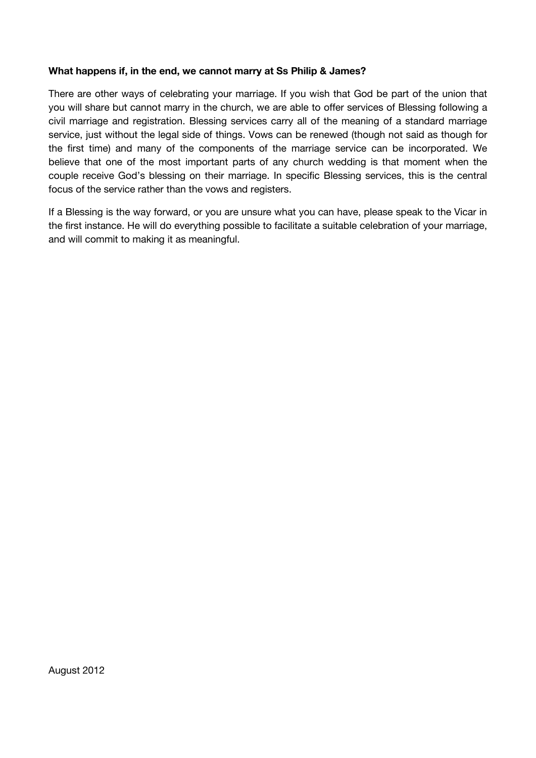**What happens if, in the end, we cannot marry at Ss Philip & James?**

There are other ways of celebrating your marriage. If you wish that God be part of the union that you will share but cannot marry in the church, we are able to offer services of Blessing following a civil marriage and registration. Blessing services carry all of the meaning of a standard marriage service, just without the legal side of things. Vows can be renewed (though not said as though for the first time) and many of the components of the marriage service can be incorporated. We believe that one of the most important parts of any church wedding is that moment when the couple receive God's blessing on their marriage. In specific Blessing services, this is the central focus of the service rather than the vows and registers.

If a Blessing is the way forward, or you are unsure what you can have, please speak to the Vicar in the first instance. He will do everything possible to facilitate a suitable celebration of your marriage, and will commit to making it as meaningful.

August 2012